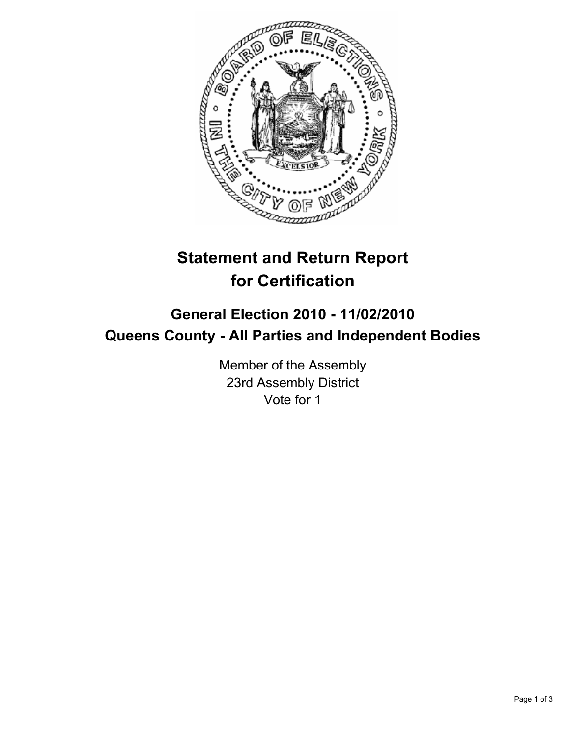# Statement and Return Report for Certification

## General Election 2010 - 11/02/2010
## Queens County - All Parties and Independent Bodies

Member of the Assembly
23rd Assembly District
Vote for 1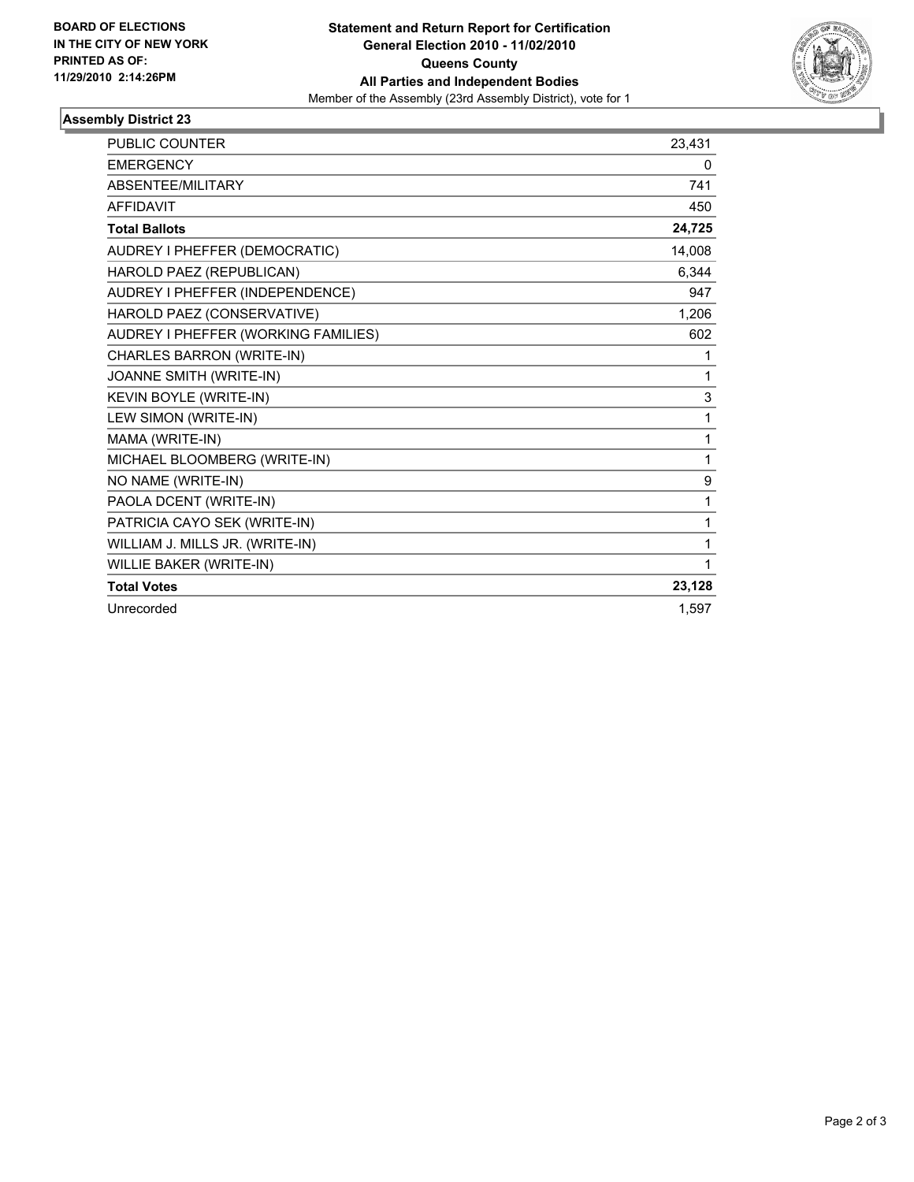**BOARD OF ELECTIONS IN THE CITY OF NEW YORK PRINTED AS OF: 11/29/2010 2:14:26PM**

**Statement and Return Report for Certification**
**General Election 2010 - 11/02/2010**
**Queens County**
**All Parties and Independent Bodies**
Member of the Assembly (23rd Assembly District), vote for 1

## Assembly District 23

| | |
|---|---|
| PUBLIC COUNTER | 23,431 |
| EMERGENCY | 0 |
| ABSENTEE/MILITARY | 741 |
| AFFIDAVIT | 450 |
| **Total Ballots** | **24,725** |
| AUDREY I PHEFFER (DEMOCRATIC) | 14,008 |
| HAROLD PAEZ (REPUBLICAN) | 6,344 |
| AUDREY I PHEFFER (INDEPENDENCE) | 947 |
| HAROLD PAEZ (CONSERVATIVE) | 1,206 |
| AUDREY I PHEFFER (WORKING FAMILIES) | 602 |
| CHARLES BARRON (WRITE-IN) | 1 |
| JOANNE SMITH (WRITE-IN) | 1 |
| KEVIN BOYLE (WRITE-IN) | 3 |
| LEW SIMON (WRITE-IN) | 1 |
| MAMA (WRITE-IN) | 1 |
| MICHAEL BLOOMBERG (WRITE-IN) | 1 |
| NO NAME (WRITE-IN) | 9 |
| PAOLA DCENT (WRITE-IN) | 1 |
| PATRICIA CAYO SEK (WRITE-IN) | 1 |
| WILLIAM J. MILLS JR. (WRITE-IN) | 1 |
| WILLIE BAKER (WRITE-IN) | 1 |
| **Total Votes** | **23,128** |
| Unrecorded | 1,597 |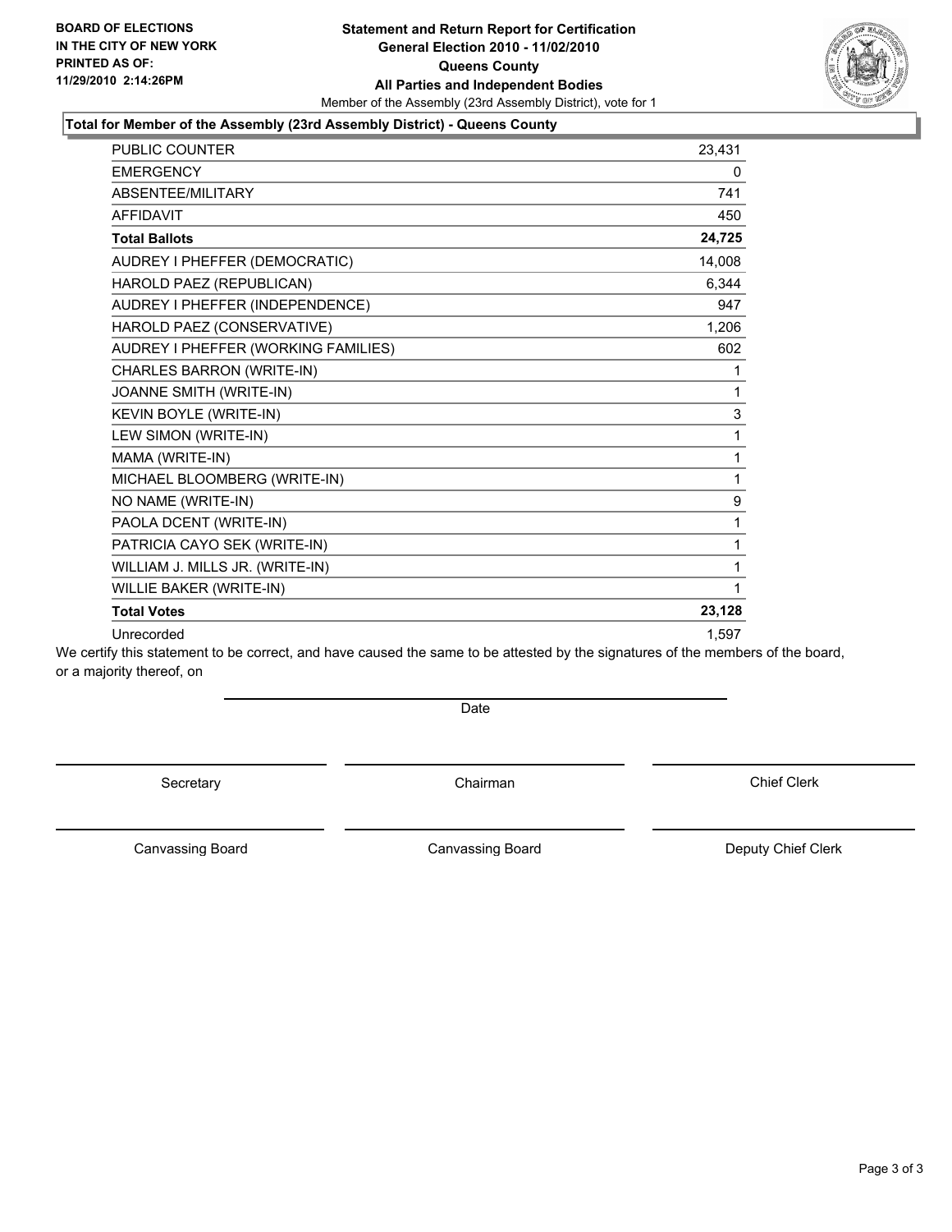**BOARD OF ELECTIONS IN THE CITY OF NEW YORK PRINTED AS OF: 11/29/2010 2:14:26PM**

# Statement and Return Report for Certification
## General Election 2010 - 11/02/2010
## Queens County
## All Parties and Independent Bodies

Member of the Assembly (23rd Assembly District), vote for 1

### Total for Member of the Assembly (23rd Assembly District) - Queens County

| | |
|---|---|
| PUBLIC COUNTER | 23,431 |
| EMERGENCY | 0 |
| ABSENTEE/MILITARY | 741 |
| AFFIDAVIT | 450 |
| **Total Ballots** | **24,725** |
| AUDREY I PHEFFER (DEMOCRATIC) | 14,008 |
| HAROLD PAEZ (REPUBLICAN) | 6,344 |
| AUDREY I PHEFFER (INDEPENDENCE) | 947 |
| HAROLD PAEZ (CONSERVATIVE) | 1,206 |
| AUDREY I PHEFFER (WORKING FAMILIES) | 602 |
| CHARLES BARRON (WRITE-IN) | 1 |
| JOANNE SMITH (WRITE-IN) | 1 |
| KEVIN BOYLE (WRITE-IN) | 3 |
| LEW SIMON (WRITE-IN) | 1 |
| MAMA (WRITE-IN) | 1 |
| MICHAEL BLOOMBERG (WRITE-IN) | 1 |
| NO NAME (WRITE-IN) | 9 |
| PAOLA DCENT (WRITE-IN) | 1 |
| PATRICIA CAYO SEK (WRITE-IN) | 1 |
| WILLIAM J. MILLS JR. (WRITE-IN) | 1 |
| WILLIE BAKER (WRITE-IN) | 1 |
| **Total Votes** | **23,128** |
| Unrecorded | 1,597 |

We certify this statement to be correct, and have caused the same to be attested by the signatures of the members of the board, or a majority thereof, on

Date

Secretary

Chairman

Chief Clerk

Canvassing Board

Canvassing Board

Deputy Chief Clerk